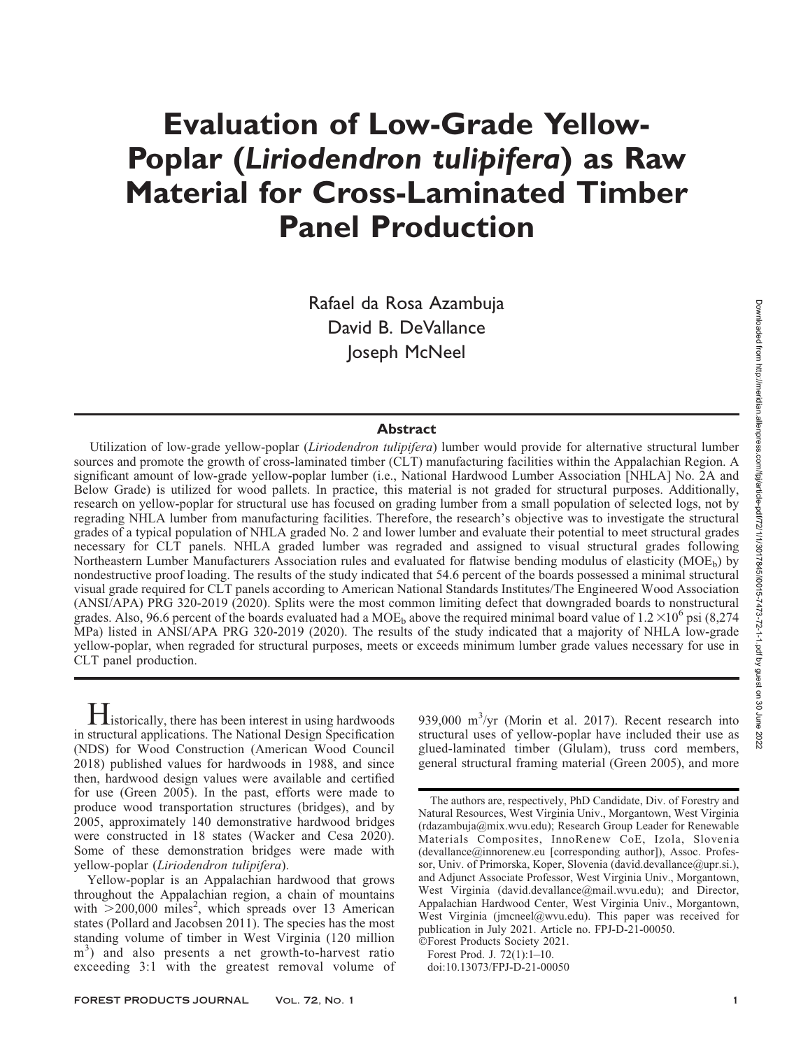# Evaluation of Low-Grade Yellow-Poplar (*Liriodendron tulipifera*) as Raw Material for Cross-Laminated Timber Panel Production

Rafael da Rosa Azambuja
David B. DeVallance
Joseph McNeel

## Abstract

Utilization of low-grade yellow-poplar (*Liriodendron tulipifera*) lumber would provide for alternative structural lumber sources and promote the growth of cross-laminated timber (CLT) manufacturing facilities within the Appalachian Region. A significant amount of low-grade yellow-poplar lumber (i.e., National Hardwood Lumber Association [NHLA] No. 2A and Below Grade) is utilized for wood pallets. In practice, this material is not graded for structural purposes. Additionally, research on yellow-poplar for structural use has focused on grading lumber from a small population of selected logs, not by regrading NHLA lumber from manufacturing facilities. Therefore, the research's objective was to investigate the structural grades of a typical population of NHLA graded No. 2 and lower lumber and evaluate their potential to meet structural grades necessary for CLT panels. NHLA graded lumber was regraded and assigned to visual structural grades following Northeastern Lumber Manufacturers Association rules and evaluated for flatwise bending modulus of elasticity ($MOE_b$) by nondestructive proof loading. The results of the study indicated that 54.6 percent of the boards possessed a minimal structural visual grade required for CLT panels according to American National Standards Institutes/The Engineered Wood Association (ANSI/APA) PRG 320-2019 (2020). Splits were the most common limiting defect that downgraded boards to nonstructural grades. Also, 96.6 percent of the boards evaluated had a $MOE_b$ above the required minimal board value of $1.2 \times 10^6$ psi (8,274 MPa) listed in ANSI/APA PRG 320-2019 (2020). The results of the study indicated that a majority of NHLA low-grade yellow-poplar, when regraded for structural purposes, meets or exceeds minimum lumber grade values necessary for use in CLT panel production.

Historically, there has been interest in using hardwoods in structural applications. The National Design Specification (NDS) for Wood Construction (American Wood Council 2018) published values for hardwoods in 1988, and since then, hardwood design values were available and certified for use (Green 2005). In the past, efforts were made to produce wood transportation structures (bridges), and by 2005, approximately 140 demonstrative hardwood bridges were constructed in 18 states (Wacker and Cesa 2020). Some of these demonstration bridges were made with yellow-poplar (*Liriodendron tulipifera*).

Yellow-poplar is an Appalachian hardwood that grows throughout the Appalachian region, a chain of mountains with >200,000 miles$^2$, which spreads over 13 American states (Pollard and Jacobsen 2011). The species has the most standing volume of timber in West Virginia (120 million m$^3$) and also presents a net growth-to-harvest ratio exceeding 3:1 with the greatest removal volume of 939,000 m$^3$/yr (Morin et al. 2017). Recent research into structural uses of yellow-poplar have included their use as glued-laminated timber (Glulam), truss cord members, general structural framing material (Green 2005), and more

The authors are, respectively, PhD Candidate, Div. of Forestry and Natural Resources, West Virginia Univ., Morgantown, West Virginia (rdazambuja@mix.wvu.edu); Research Group Leader for Renewable Materials Composites, InnoRenew CoE, Izola, Slovenia (devallance@innorenew.eu [corresponding author]), Assoc. Professor, Univ. of Primorska, Koper, Slovenia (david.devallance@upr.si.), and Adjunct Associate Professor, West Virginia Univ., Morgantown, West Virginia (david.devallance@mail.wvu.edu); and Director, Appalachian Hardwood Center, West Virginia Univ., Morgantown, West Virginia (jmcneel@wvu.edu). This paper was received for publication in July 2021. Article no. FPJ-D-21-00050.
©Forest Products Society 2021.
Forest Prod. J. 72(1):1–10.
doi:10.13073/FPJ-D-21-00050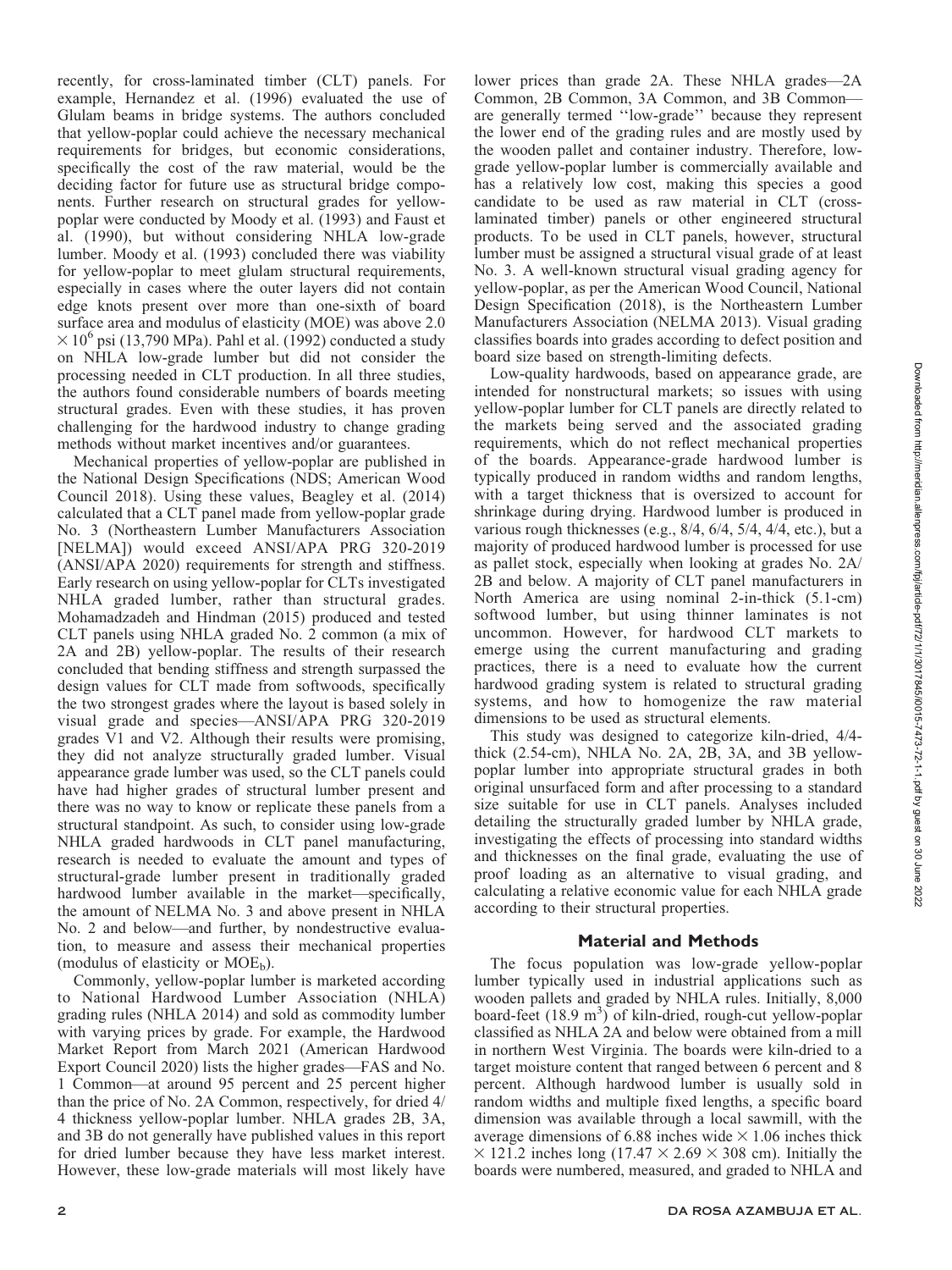recently, for cross-laminated timber (CLT) panels. For example, Hernandez et al. (1996) evaluated the use of Glulam beams in bridge systems. The authors concluded that yellow-poplar could achieve the necessary mechanical requirements for bridges, but economic considerations, specifically the cost of the raw material, would be the deciding factor for future use as structural bridge components. Further research on structural grades for yellow-poplar were conducted by Moody et al. (1993) and Faust et al. (1990), but without considering NHLA low-grade lumber. Moody et al. (1993) concluded there was viability for yellow-poplar to meet glulam structural requirements, especially in cases where the outer layers did not contain edge knots present over more than one-sixth of board surface area and modulus of elasticity (MOE) was above 2.0 $\times 10^6$ psi (13,790 MPa). Pahl et al. (1992) conducted a study on NHLA low-grade lumber but did not consider the processing needed in CLT production. In all three studies, the authors found considerable numbers of boards meeting structural grades. Even with these studies, it has proven challenging for the hardwood industry to change grading methods without market incentives and/or guarantees.

Mechanical properties of yellow-poplar are published in the National Design Specifications (NDS; American Wood Council 2018). Using these values, Beagley et al. (2014) calculated that a CLT panel made from yellow-poplar grade No. 3 (Northeastern Lumber Manufacturers Association [NELMA]) would exceed ANSI/APA PRG 320-2019 (ANSI/APA 2020) requirements for strength and stiffness. Early research on using yellow-poplar for CLTs investigated NHLA graded lumber, rather than structural grades. Mohamadzadeh and Hindman (2015) produced and tested CLT panels using NHLA graded No. 2 common (a mix of 2A and 2B) yellow-poplar. The results of their research concluded that bending stiffness and strength surpassed the design values for CLT made from softwoods, specifically the two strongest grades where the layout is based solely in visual grade and species—ANSI/APA PRG 320-2019 grades V1 and V2. Although their results were promising, they did not analyze structurally graded lumber. Visual appearance grade lumber was used, so the CLT panels could have had higher grades of structural lumber present and there was no way to know or replicate these panels from a structural standpoint. As such, to consider using low-grade NHLA graded hardwoods in CLT panel manufacturing, research is needed to evaluate the amount and types of structural-grade lumber present in traditionally graded hardwood lumber available in the market—specifically, the amount of NELMA No. 3 and above present in NHLA No. 2 and below—and further, by nondestructive evaluation, to measure and assess their mechanical properties (modulus of elasticity or $MOE_b$).

Commonly, yellow-poplar lumber is marketed according to National Hardwood Lumber Association (NHLA) grading rules (NHLA 2014) and sold as commodity lumber with varying prices by grade. For example, the Hardwood Market Report from March 2021 (American Hardwood Export Council 2020) lists the higher grades—FAS and No. 1 Common—at around 95 percent and 25 percent higher than the price of No. 2A Common, respectively, for dried 4/4 thickness yellow-poplar lumber. NHLA grades 2B, 3A, and 3B do not generally have published values in this report for dried lumber because they have less market interest. However, these low-grade materials will most likely have lower prices than grade 2A. These NHLA grades—2A Common, 2B Common, 3A Common, and 3B Common—are generally termed ''low-grade'' because they represent the lower end of the grading rules and are mostly used by the wooden pallet and container industry. Therefore, low-grade yellow-poplar lumber is commercially available and has a relatively low cost, making this species a good candidate to be used as raw material in CLT (cross-laminated timber) panels or other engineered structural products. To be used in CLT panels, however, structural lumber must be assigned a structural visual grade of at least No. 3. A well-known structural visual grading agency for yellow-poplar, as per the American Wood Council, National Design Specification (2018), is the Northeastern Lumber Manufacturers Association (NELMA 2013). Visual grading classifies boards into grades according to defect position and board size based on strength-limiting defects.

Low-quality hardwoods, based on appearance grade, are intended for nonstructural markets; so issues with using yellow-poplar lumber for CLT panels are directly related to the markets being served and the associated grading requirements, which do not reflect mechanical properties of the boards. Appearance-grade hardwood lumber is typically produced in random widths and random lengths, with a target thickness that is oversized to account for shrinkage during drying. Hardwood lumber is produced in various rough thicknesses (e.g., 8/4, 6/4, 5/4, 4/4, etc.), but a majority of produced hardwood lumber is processed for use as pallet stock, especially when looking at grades No. 2A/2B and below. A majority of CLT panel manufacturers in North America are using nominal 2-in-thick (5.1-cm) softwood lumber, but using thinner laminates is not uncommon. However, for hardwood CLT markets to emerge using the current manufacturing and grading practices, there is a need to evaluate how the current hardwood grading system is related to structural grading systems, and how to homogenize the raw material dimensions to be used as structural elements.

This study was designed to categorize kiln-dried, 4/4-thick (2.54-cm), NHLA No. 2A, 2B, 3A, and 3B yellow-poplar lumber into appropriate structural grades in both original unsurfaced form and after processing to a standard size suitable for use in CLT panels. Analyses included detailing the structurally graded lumber by NHLA grade, investigating the effects of processing into standard widths and thicknesses on the final grade, evaluating the use of proof loading as an alternative to visual grading, and calculating a relative economic value for each NHLA grade according to their structural properties.

## Material and Methods

The focus population was low-grade yellow-poplar lumber typically used in industrial applications such as wooden pallets and graded by NHLA rules. Initially, 8,000 board-feet (18.9 $m^3$) of kiln-dried, rough-cut yellow-poplar classified as NHLA 2A and below were obtained from a mill in northern West Virginia. The boards were kiln-dried to a target moisture content that ranged between 6 percent and 8 percent. Although hardwood lumber is usually sold in random widths and multiple fixed lengths, a specific board dimension was available through a local sawmill, with the average dimensions of 6.88 inches wide $\times$ 1.06 inches thick $\times$ 121.2 inches long (17.47 $\times$ 2.69 $\times$ 308 cm). Initially the boards were numbered, measured, and graded to NHLA and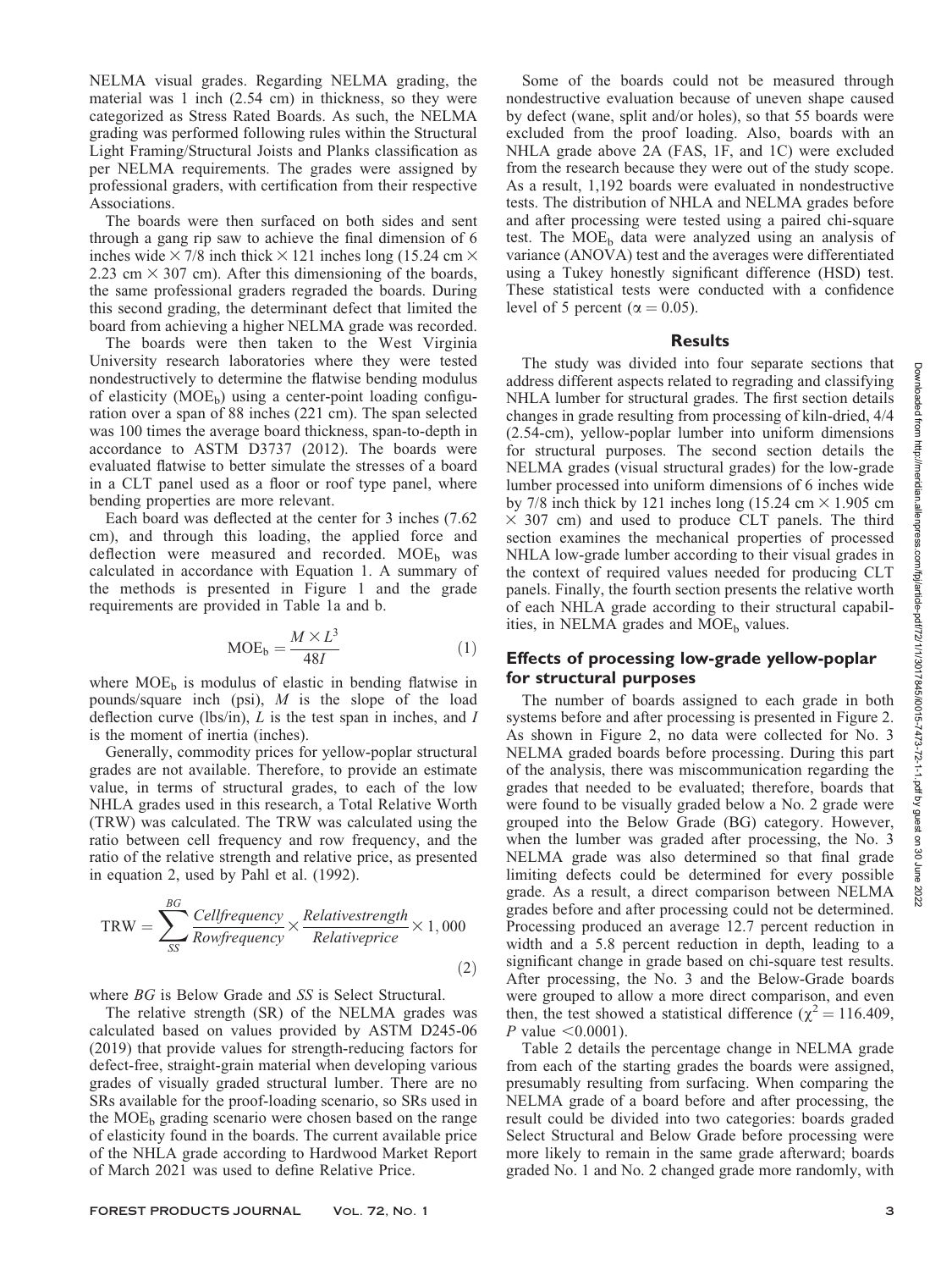NELMA visual grades. Regarding NELMA grading, the material was 1 inch (2.54 cm) in thickness, so they were categorized as Stress Rated Boards. As such, the NELMA grading was performed following rules within the Structural Light Framing/Structural Joists and Planks classification as per NELMA requirements. The grades were assigned by professional graders, with certification from their respective Associations.

The boards were then surfaced on both sides and sent through a gang rip saw to achieve the final dimension of 6 inches wide × 7/8 inch thick × 121 inches long (15.24 cm × 2.23 cm × 307 cm). After this dimensioning of the boards, the same professional graders regraded the boards. During this second grading, the determinant defect that limited the board from achieving a higher NELMA grade was recorded.

The boards were then taken to the West Virginia University research laboratories where they were tested nondestructively to determine the flatwise bending modulus of elasticity ($MOE_b$) using a center-point loading configuration over a span of 88 inches (221 cm). The span selected was 100 times the average board thickness, span-to-depth in accordance to ASTM D3737 (2012). The boards were evaluated flatwise to better simulate the stresses of a board in a CLT panel used as a floor or roof type panel, where bending properties are more relevant.

Each board was deflected at the center for 3 inches (7.62 cm), and through this loading, the applied force and deflection were measured and recorded. $MOE_b$ was calculated in accordance with Equation 1. A summary of the methods is presented in Figure 1 and the grade requirements are provided in Table 1a and b.

$$MOE_b = \frac{M \times L^3}{48I} \tag{1}$$

where $MOE_b$ is modulus of elastic in bending flatwise in pounds/square inch (psi), $M$ is the slope of the load deflection curve (lbs/in), $L$ is the test span in inches, and $I$ is the moment of inertia (inches).

Generally, commodity prices for yellow-poplar structural grades are not available. Therefore, to provide an estimate value, in terms of structural grades, to each of the low NHLA grades used in this research, a Total Relative Worth (TRW) was calculated. The TRW was calculated using the ratio between cell frequency and row frequency, and the ratio of the relative strength and relative price, as presented in equation 2, used by Pahl et al. (1992).

$$TRW = \sum_{SS}^{BG} \frac{Cellfrequency}{Rowfrequency} \times \frac{Relativestrength}{Relativeprice} \times 1{,}000 \tag{2}$$

where $BG$ is Below Grade and $SS$ is Select Structural.

The relative strength (SR) of the NELMA grades was calculated based on values provided by ASTM D245-06 (2019) that provide values for strength-reducing factors for defect-free, straight-grain material when developing various grades of visually graded structural lumber. There are no SRs available for the proof-loading scenario, so SRs used in the $MOE_b$ grading scenario were chosen based on the range of elasticity found in the boards. The current available price of the NHLA grade according to Hardwood Market Report of March 2021 was used to define Relative Price.

Some of the boards could not be measured through nondestructive evaluation because of uneven shape caused by defect (wane, split and/or holes), so that 55 boards were excluded from the proof loading. Also, boards with an NHLA grade above 2A (FAS, 1F, and 1C) were excluded from the research because they were out of the study scope. As a result, 1,192 boards were evaluated in nondestructive tests. The distribution of NHLA and NELMA grades before and after processing were tested using a paired chi-square test. The $MOE_b$ data were analyzed using an analysis of variance (ANOVA) test and the averages were differentiated using a Tukey honestly significant difference (HSD) test. These statistical tests were conducted with a confidence level of 5 percent ($\alpha = 0.05$).

## Results

The study was divided into four separate sections that address different aspects related to regrading and classifying NHLA lumber for structural grades. The first section details changes in grade resulting from processing of kiln-dried, 4/4 (2.54-cm), yellow-poplar lumber into uniform dimensions for structural purposes. The second section details the NELMA grades (visual structural grades) for the low-grade lumber processed into uniform dimensions of 6 inches wide by 7/8 inch thick by 121 inches long (15.24 cm × 1.905 cm × 307 cm) and used to produce CLT panels. The third section examines the mechanical properties of processed NHLA low-grade lumber according to their visual grades in the context of required values needed for producing CLT panels. Finally, the fourth section presents the relative worth of each NHLA grade according to their structural capabilities, in NELMA grades and $MOE_b$ values.

### Effects of processing low-grade yellow-poplar for structural purposes

The number of boards assigned to each grade in both systems before and after processing is presented in Figure 2. As shown in Figure 2, no data were collected for No. 3 NELMA graded boards before processing. During this part of the analysis, there was miscommunication regarding the grades that needed to be evaluated; therefore, boards that were found to be visually graded below a No. 2 grade were grouped into the Below Grade (BG) category. However, when the lumber was graded after processing, the No. 3 NELMA grade was also determined so that final grade limiting defects could be determined for every possible grade. As a result, a direct comparison between NELMA grades before and after processing could not be determined. Processing produced an average 12.7 percent reduction in width and a 5.8 percent reduction in depth, leading to a significant change in grade based on chi-square test results. After processing, the No. 3 and the Below-Grade boards were grouped to allow a more direct comparison, and even then, the test showed a statistical difference ($\chi^2 = 116.409$, $P$ value $<0.0001$).

Table 2 details the percentage change in NELMA grade from each of the starting grades the boards were assigned, presumably resulting from surfacing. When comparing the NELMA grade of a board before and after processing, the result could be divided into two categories: boards graded Select Structural and Below Grade before processing were more likely to remain in the same grade afterward; boards graded No. 1 and No. 2 changed grade more randomly, with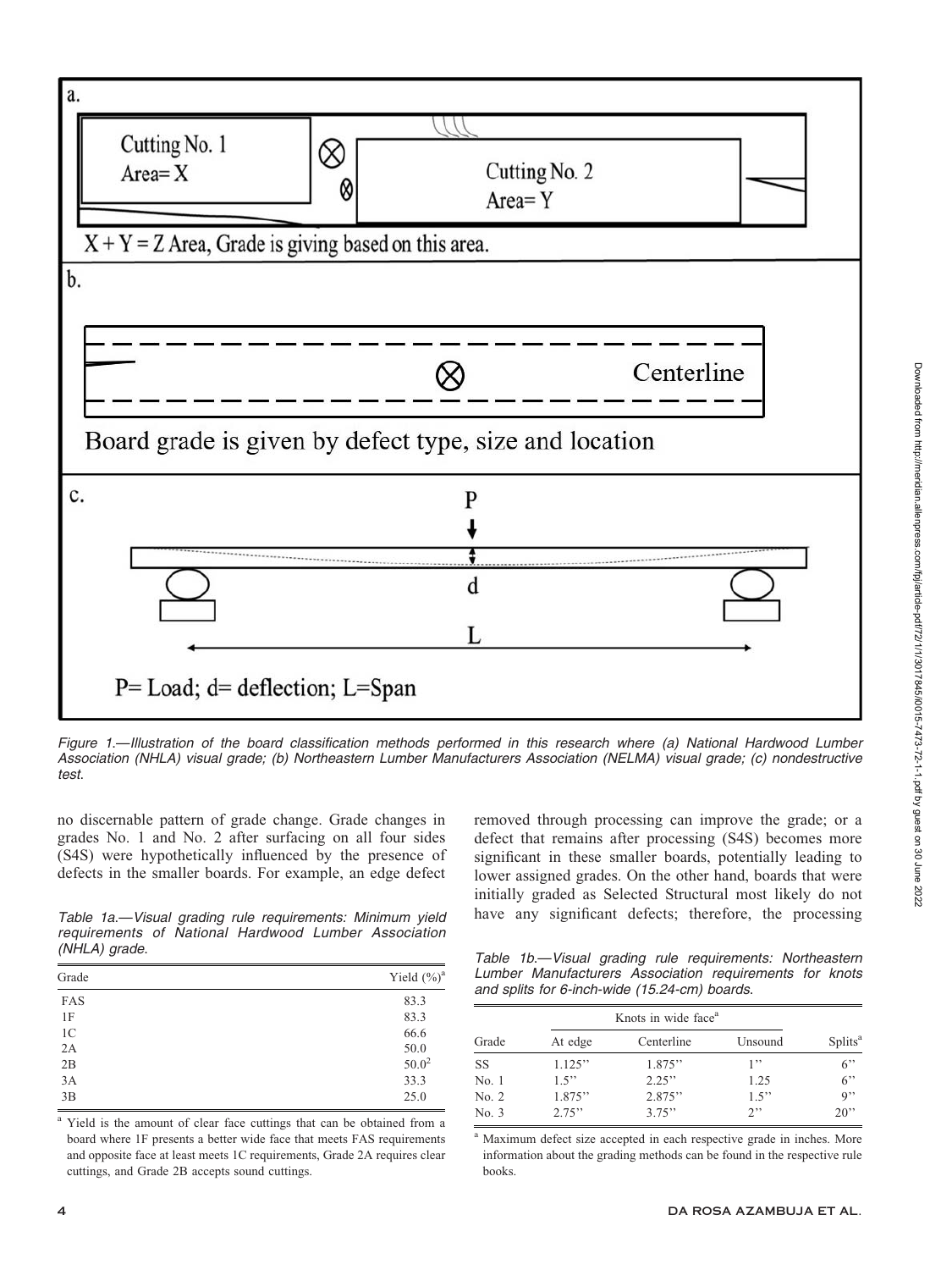a.

Cutting No. 1
Area= X

Cutting No. 2
Area= Y

X + Y = Z Area, Grade is giving based on this area.

b.

Centerline

Board grade is given by defect type, size and location

c.

P

d

L

P= Load; d= deflection; L=Span

*Figure 1.—Illustration of the board classification methods performed in this research where (a) National Hardwood Lumber Association (NHLA) visual grade; (b) Northeastern Lumber Manufacturers Association (NELMA) visual grade; (c) nondestructive test.*

no discernable pattern of grade change. Grade changes in grades No. 1 and No. 2 after surfacing on all four sides (S4S) were hypothetically influenced by the presence of defects in the smaller boards. For example, an edge defect removed through processing can improve the grade; or a defect that remains after processing (S4S) becomes more significant in these smaller boards, potentially leading to lower assigned grades. On the other hand, boards that were initially graded as Selected Structural most likely do not have any significant defects; therefore, the processing

*Table 1a.—Visual grading rule requirements: Minimum yield requirements of National Hardwood Lumber Association (NHLA) grade.*

| Grade | Yield (%)[a] |
|---|---|
| FAS | 83.3 |
| 1F | 83.3 |
| 1C | 66.6 |
| 2A | 50.0 |
| 2B | 50.0[2] |
| 3A | 33.3 |
| 3B | 25.0 |

[a] Yield is the amount of clear face cuttings that can be obtained from a board where 1F presents a better wide face that meets FAS requirements and opposite face at least meets 1C requirements, Grade 2A requires clear cuttings, and Grade 2B accepts sound cuttings.

*Table 1b.—Visual grading rule requirements: Northeastern Lumber Manufacturers Association requirements for knots and splits for 6-inch-wide (15.24-cm) boards.*

| | Knots in wide face[a] | | | |
|---|---|---|---|---|
| Grade | At edge | Centerline | Unsound | Splits[a] |
| SS | 1.125'' | 1.875'' | 1'' | 6'' |
| No. 1 | 1.5'' | 2.25'' | 1.25 | 6'' |
| No. 2 | 1.875'' | 2.875'' | 1.5'' | 9'' |
| No. 3 | 2.75'' | 3.75'' | 2'' | 20'' |

[a] Maximum defect size accepted in each respective grade in inches. More information about the grading methods can be found in the respective rule books.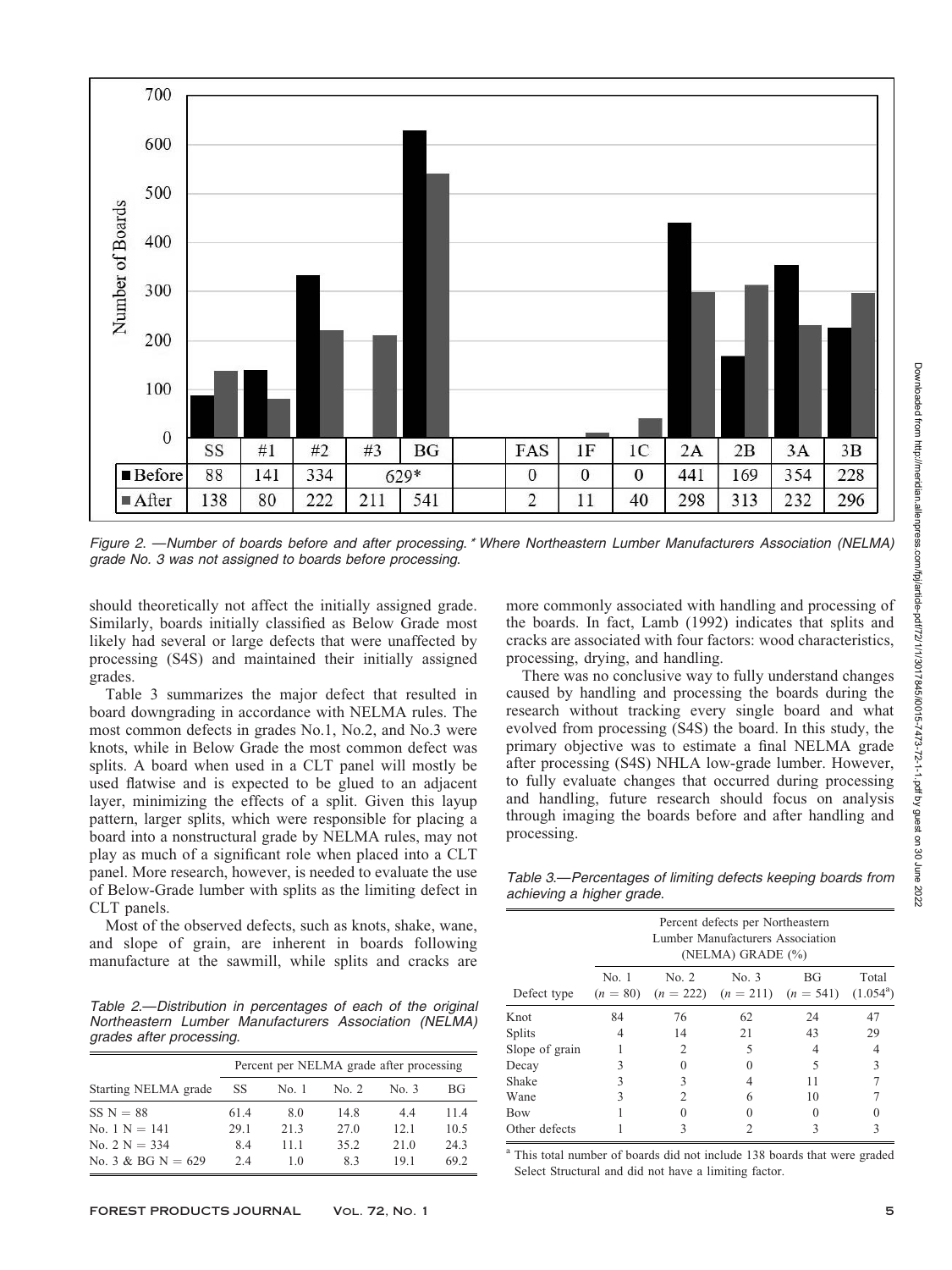| | SS | #1 | #2 | #3 | BG | | FAS | 1F | 1C | 2A | 2B | 3A | 3B |
|---|---|---|---|---|---|---|---|---|---|---|---|---|---|
| Before | 88 | 141 | 334 | 629* | | | 0 | 0 | 0 | 441 | 169 | 354 | 228 |
| After | 138 | 80 | 222 | 211 | 541 | | 2 | 11 | 40 | 298 | 313 | 232 | 296 |

*Figure 2. —Number of boards before and after processing.* Where Northeastern Lumber Manufacturers Association (NELMA) grade No. 3 was not assigned to boards before processing.*

should theoretically not affect the initially assigned grade. Similarly, boards initially classified as Below Grade most likely had several or large defects that were unaffected by processing (S4S) and maintained their initially assigned grades.

Table 3 summarizes the major defect that resulted in board downgrading in accordance with NELMA rules. The most common defects in grades No.1, No.2, and No.3 were knots, while in Below Grade the most common defect was splits. A board when used in a CLT panel will mostly be used flatwise and is expected to be glued to an adjacent layer, minimizing the effects of a split. Given this layup pattern, larger splits, which were responsible for placing a board into a nonstructural grade by NELMA rules, may not play as much of a significant role when placed into a CLT panel. More research, however, is needed to evaluate the use of Below-Grade lumber with splits as the limiting defect in CLT panels.

Most of the observed defects, such as knots, shake, wane, and slope of grain, are inherent in boards following manufacture at the sawmill, while splits and cracks are more commonly associated with handling and processing of the boards. In fact, Lamb (1992) indicates that splits and cracks are associated with four factors: wood characteristics, processing, drying, and handling.

There was no conclusive way to fully understand changes caused by handling and processing the boards during the research without tracking every single board and what evolved from processing (S4S) the board. In this study, the primary objective was to estimate a final NELMA grade after processing (S4S) NHLA low-grade lumber. However, to fully evaluate changes that occurred during processing and handling, future research should focus on analysis through imaging the boards before and after handling and processing.

*Table 2.—Distribution in percentages of each of the original Northeastern Lumber Manufacturers Association (NELMA) grades after processing.*

| Starting NELMA grade | Percent per NELMA grade after processing | | | | |
|---|---|---|---|---|---|
| | SS | No. 1 | No. 2 | No. 3 | BG |
| SS N = 88 | 61.4 | 8.0 | 14.8 | 4.4 | 11.4 |
| No. 1 N = 141 | 29.1 | 21.3 | 27.0 | 12.1 | 10.5 |
| No. 2 N = 334 | 8.4 | 11.1 | 35.2 | 21.0 | 24.3 |
| No. 3 & BG N = 629 | 2.4 | 1.0 | 8.3 | 19.1 | 69.2 |

*Table 3.—Percentages of limiting defects keeping boards from achieving a higher grade.*

| Defect type | Percent defects per Northeastern Lumber Manufacturers Association (NELMA) GRADE (%) | | | | |
|---|---|---|---|---|---|
| | No. 1 ($n$ = 80) | No. 2 ($n$ = 222) | No. 3 ($n$ = 211) | BG ($n$ = 541) | Total (1.054[a]) |
| Knot | 84 | 76 | 62 | 24 | 47 |
| Splits | 4 | 14 | 21 | 43 | 29 |
| Slope of grain | 1 | 2 | 5 | 4 | 4 |
| Decay | 3 | 0 | 0 | 5 | 3 |
| Shake | 3 | 3 | 4 | 11 | 7 |
| Wane | 3 | 2 | 6 | 10 | 7 |
| Bow | 1 | 0 | 0 | 0 | 0 |
| Other defects | 1 | 3 | 2 | 3 | 3 |

[a] This total number of boards did not include 138 boards that were graded Select Structural and did not have a limiting factor.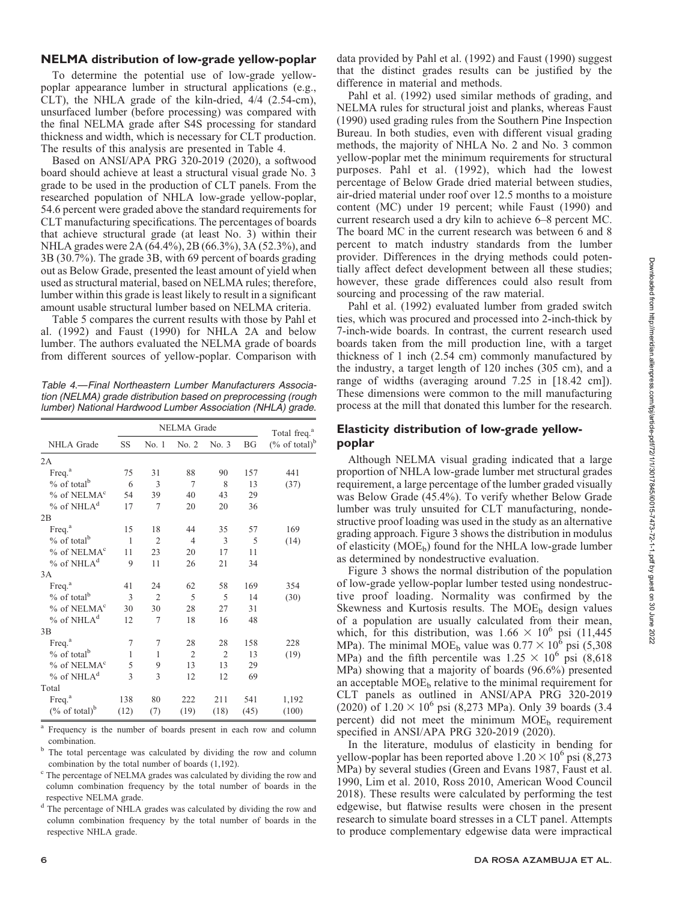## NELMA distribution of low-grade yellow-poplar

To determine the potential use of low-grade yellow-poplar appearance lumber in structural applications (e.g., CLT), the NHLA grade of the kiln-dried, 4/4 (2.54-cm), unsurfaced lumber (before processing) was compared with the final NELMA grade after S4S processing for standard thickness and width, which is necessary for CLT production. The results of this analysis are presented in Table 4.

Based on ANSI/APA PRG 320-2019 (2020), a softwood board should achieve at least a structural visual grade No. 3 grade to be used in the production of CLT panels. From the researched population of NHLA low-grade yellow-poplar, 54.6 percent were graded above the standard requirements for CLT manufacturing specifications. The percentages of boards that achieve structural grade (at least No. 3) within their NHLA grades were 2A (64.4%), 2B (66.3%), 3A (52.3%), and 3B (30.7%). The grade 3B, with 69 percent of boards grading out as Below Grade, presented the least amount of yield when used as structural material, based on NELMA rules; therefore, lumber within this grade is least likely to result in a significant amount usable structural lumber based on NELMA criteria.

Table 5 compares the current results with those by Pahl et al. (1992) and Faust (1990) for NHLA 2A and below lumber. The authors evaluated the NELMA grade of boards from different sources of yellow-poplar. Comparison with

*Table 4.—Final Northeastern Lumber Manufacturers Association (NELMA) grade distribution based on preprocessing (rough lumber) National Hardwood Lumber Association (NHLA) grade.*

| NHLA Grade | NELMA Grade | | | | | Total freq.[a] |
|---|---|---|---|---|---|---|
| | SS | No. 1 | No. 2 | No. 3 | BG | (% of total)[b] |
| 2A | | | | | | |
| Freq.[a] | 75 | 31 | 88 | 90 | 157 | 441 |
| % of total[b] | 6 | 3 | 7 | 8 | 13 | (37) |
| % of NELMA[c] | 54 | 39 | 40 | 43 | 29 | |
| % of NHLA[d] | 17 | 7 | 20 | 20 | 36 | |
| 2B | | | | | | |
| Freq.[a] | 15 | 18 | 44 | 35 | 57 | 169 |
| % of total[b] | 1 | 2 | 4 | 3 | 5 | (14) |
| % of NELMA[c] | 11 | 23 | 20 | 17 | 11 | |
| % of NHLA[d] | 9 | 11 | 26 | 21 | 34 | |
| 3A | | | | | | |
| Freq.[a] | 41 | 24 | 62 | 58 | 169 | 354 |
| % of total[b] | 3 | 2 | 5 | 5 | 14 | (30) |
| % of NELMA[c] | 30 | 30 | 28 | 27 | 31 | |
| % of NHLA[d] | 12 | 7 | 18 | 16 | 48 | |
| 3B | | | | | | |
| Freq.[a] | 7 | 7 | 28 | 28 | 158 | 228 |
| % of total[b] | 1 | 1 | 2 | 2 | 13 | (19) |
| % of NELMA[c] | 5 | 9 | 13 | 13 | 29 | |
| % of NHLA[d] | 3 | 3 | 12 | 12 | 69 | |
| Total | | | | | | |
| Freq.[a] | 138 | 80 | 222 | 211 | 541 | 1,192 |
| (% of total)[b] | (12) | (7) | (19) | (18) | (45) | (100) |

[a] Frequency is the number of boards present in each row and column combination.

[b] The total percentage was calculated by dividing the row and column combination by the total number of boards (1,192).

[c] The percentage of NELMA grades was calculated by dividing the row and column combination frequency by the total number of boards in the respective NELMA grade.

[d] The percentage of NHLA grades was calculated by dividing the row and column combination frequency by the total number of boards in the respective NHLA grade.

data provided by Pahl et al. (1992) and Faust (1990) suggest that the distinct grades results can be justified by the difference in material and methods.

Pahl et al. (1992) used similar methods of grading, and NELMA rules for structural joist and planks, whereas Faust (1990) used grading rules from the Southern Pine Inspection Bureau. In both studies, even with different visual grading methods, the majority of NHLA No. 2 and No. 3 common yellow-poplar met the minimum requirements for structural purposes. Pahl et al. (1992), which had the lowest percentage of Below Grade dried material between studies, air-dried material under roof over 12.5 months to a moisture content (MC) under 19 percent; while Faust (1990) and current research used a dry kiln to achieve 6–8 percent MC. The board MC in the current research was between 6 and 8 percent to match industry standards from the lumber provider. Differences in the drying methods could potentially affect defect development between all these studies; however, these grade differences could also result from sourcing and processing of the raw material.

Pahl et al. (1992) evaluated lumber from graded switch ties, which was procured and processed into 2-inch-thick by 7-inch-wide boards. In contrast, the current research used boards taken from the mill production line, with a target thickness of 1 inch (2.54 cm) commonly manufactured by the industry, a target length of 120 inches (305 cm), and a range of widths (averaging around 7.25 in [18.42 cm]). These dimensions were common to the mill manufacturing process at the mill that donated this lumber for the research.

## Elasticity distribution of low-grade yellow-poplar

Although NELMA visual grading indicated that a large proportion of NHLA low-grade lumber met structural grades requirement, a large percentage of the lumber graded visually was Below Grade (45.4%). To verify whether Below Grade lumber was truly unsuited for CLT manufacturing, nondestructive proof loading was used in the study as an alternative grading approach. Figure 3 shows the distribution in modulus of elasticity ($MOE_b$) found for the NHLA low-grade lumber as determined by nondestructive evaluation.

Figure 3 shows the normal distribution of the population of low-grade yellow-poplar lumber tested using nondestructive proof loading. Normality was confirmed by the Skewness and Kurtosis results. The $MOE_b$ design values of a population are usually calculated from their mean, which, for this distribution, was $1.66 \times 10^6$ psi (11,445 MPa). The minimal $MOE_b$ value was $0.77 \times 10^6$ psi (5,308 MPa) and the fifth percentile was $1.25 \times 10^6$ psi (8,618 MPa) showing that a majority of boards (96.6%) presented an acceptable $MOE_b$ relative to the minimal requirement for CLT panels as outlined in ANSI/APA PRG 320-2019 (2020) of $1.20 \times 10^6$ psi (8,273 MPa). Only 39 boards (3.4 percent) did not meet the minimum $MOE_b$ requirement specified in ANSI/APA PRG 320-2019 (2020).

In the literature, modulus of elasticity in bending for yellow-poplar has been reported above $1.20 \times 10^6$ psi (8,273 MPa) by several studies (Green and Evans 1987, Faust et al. 1990, Lim et al. 2010, Ross 2010, American Wood Council 2018). These results were calculated by performing the test edgewise, but flatwise results were chosen in the present research to simulate board stresses in a CLT panel. Attempts to produce complementary edgewise data were impractical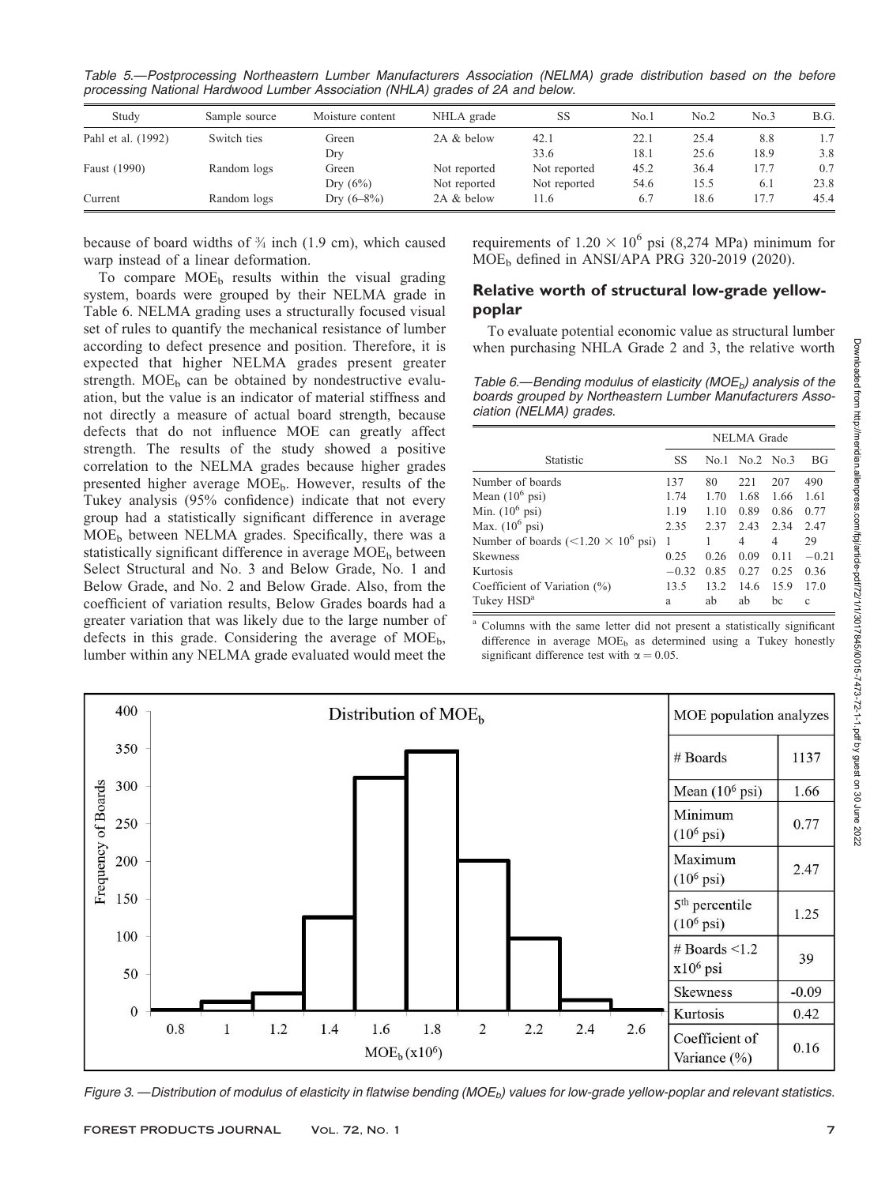Table 5.—Postprocessing Northeastern Lumber Manufacturers Association (NELMA) grade distribution based on the before processing National Hardwood Lumber Association (NHLA) grades of 2A and below.

| Study | Sample source | Moisture content | NHLA grade | SS | No.1 | No.2 | No.3 | B.G. |
|---|---|---|---|---|---|---|---|---|
| Pahl et al. (1992) | Switch ties | Green | 2A & below | 42.1 | 22.1 | 25.4 | 8.8 | 1.7 |
| | | Dry | | 33.6 | 18.1 | 25.6 | 18.9 | 3.8 |
| Faust (1990) | Random logs | Green | Not reported | Not reported | 45.2 | 36.4 | 17.7 | 0.7 |
| | | Dry (6%) | Not reported | Not reported | 54.6 | 15.5 | 6.1 | 23.8 |
| Current | Random logs | Dry (6–8%) | 2A & below | 11.6 | 6.7 | 18.6 | 17.7 | 45.4 |

because of board widths of ¾ inch (1.9 cm), which caused warp instead of a linear deformation.

To compare $MOE_b$ results within the visual grading system, boards were grouped by their NELMA grade in Table 6. NELMA grading uses a structurally focused visual set of rules to quantify the mechanical resistance of lumber according to defect presence and position. Therefore, it is expected that higher NELMA grades present greater strength. $MOE_b$ can be obtained by nondestructive evaluation, but the value is an indicator of material stiffness and not directly a measure of actual board strength, because defects that do not influence MOE can greatly affect strength. The results of the study showed a positive correlation to the NELMA grades because higher grades presented higher average $MOE_b$. However, results of the Tukey analysis (95% confidence) indicate that not every group had a statistically significant difference in average $MOE_b$ between NELMA grades. Specifically, there was a statistically significant difference in average $MOE_b$ between Select Structural and No. 3 and Below Grade, No. 1 and Below Grade, and No. 2 and Below Grade. Also, from the coefficient of variation results, Below Grades boards had a greater variation that was likely due to the large number of defects in this grade. Considering the average of $MOE_b$, lumber within any NELMA grade evaluated would meet the requirements of $1.20 \times 10^6$ psi (8,274 MPa) minimum for $MOE_b$ defined in ANSI/APA PRG 320-2019 (2020).

## Relative worth of structural low-grade yellow-poplar

To evaluate potential economic value as structural lumber when purchasing NHLA Grade 2 and 3, the relative worth

Table 6.—Bending modulus of elasticity ($MOE_b$) analysis of the boards grouped by Northeastern Lumber Manufacturers Association (NELMA) grades.

| Statistic | NELMA Grade | | | | |
|---|---|---|---|---|---|
| | SS | No.1 | No.2 | No.3 | BG |
| Number of boards | 137 | 80 | 221 | 207 | 490 |
| Mean ($10^6$ psi) | 1.74 | 1.70 | 1.68 | 1.66 | 1.61 |
| Min. ($10^6$ psi) | 1.19 | 1.10 | 0.89 | 0.86 | 0.77 |
| Max. ($10^6$ psi) | 2.35 | 2.37 | 2.43 | 2.34 | 2.47 |
| Number of boards ($<1.20 \times 10^6$ psi) | 1 | 1 | 4 | 4 | 29 |
| Skewness | 0.25 | 0.26 | 0.09 | 0.11 | −0.21 |
| Kurtosis | −0.32 | 0.85 | 0.27 | 0.25 | 0.36 |
| Coefficient of Variation (%) | 13.5 | 13.2 | 14.6 | 15.9 | 17.0 |
| Tukey HSD[a] | a | ab | ab | bc | c |

[a] Columns with the same letter did not present a statistically significant difference in average $MOE_b$ as determined using a Tukey honestly significant difference test with $\alpha = 0.05$.

| MOE population analyzes | |
|---|---|
| # Boards | 1137 |
| Mean ($10^6$ psi) | 1.66 |
| Minimum ($10^6$ psi) | 0.77 |
| Maximum ($10^6$ psi) | 2.47 |
| 5th percentile ($10^6$ psi) | 1.25 |
| # Boards <1.2 x$10^6$ psi | 39 |
| Skewness | -0.09 |
| Kurtosis | 0.42 |
| Coefficient of Variance (%) | 0.16 |

Figure 3. —Distribution of modulus of elasticity in flatwise bending ($MOE_b$) values for low-grade yellow-poplar and relevant statistics.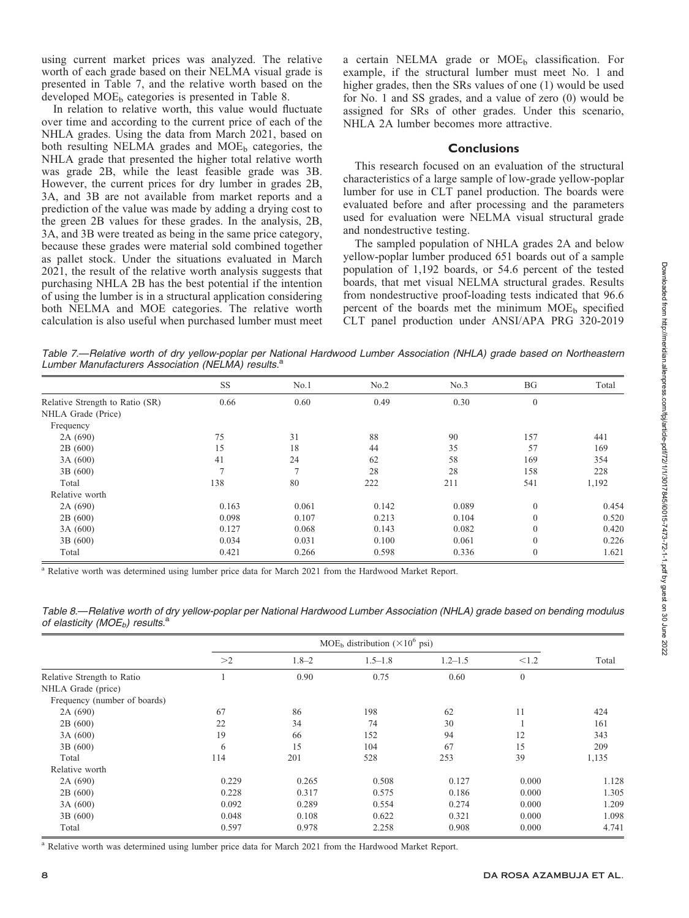using current market prices was analyzed. The relative worth of each grade based on their NELMA visual grade is presented in Table 7, and the relative worth based on the developed $MOE_b$ categories is presented in Table 8.

In relation to relative worth, this value would fluctuate over time and according to the current price of each of the NHLA grades. Using the data from March 2021, based on both resulting NELMA grades and $MOE_b$ categories, the NHLA grade that presented the higher total relative worth was grade 2B, while the least feasible grade was 3B. However, the current prices for dry lumber in grades 2B, 3A, and 3B are not available from market reports and a prediction of the value was made by adding a drying cost to the green 2B values for these grades. In the analysis, 2B, 3A, and 3B were treated as being in the same price category, because these grades were material sold combined together as pallet stock. Under the situations evaluated in March 2021, the result of the relative worth analysis suggests that purchasing NHLA 2B has the best potential if the intention of using the lumber is in a structural application considering both NELMA and MOE categories. The relative worth calculation is also useful when purchased lumber must meet a certain NELMA grade or $MOE_b$ classification. For example, if the structural lumber must meet No. 1 and higher grades, then the SRs values of one (1) would be used for No. 1 and SS grades, and a value of zero (0) would be assigned for SRs of other grades. Under this scenario, NHLA 2A lumber becomes more attractive.

## Conclusions

This research focused on an evaluation of the structural characteristics of a large sample of low-grade yellow-poplar lumber for use in CLT panel production. The boards were evaluated before and after processing and the parameters used for evaluation were NELMA visual structural grade and nondestructive testing.

The sampled population of NHLA grades 2A and below yellow-poplar lumber produced 651 boards out of a sample population of 1,192 boards, or 54.6 percent of the tested boards, that met visual NELMA structural grades. Results from nondestructive proof-loading tests indicated that 96.6 percent of the boards met the minimum $MOE_b$ specified CLT panel production under ANSI/APA PRG 320-2019

*Table 7.—Relative worth of dry yellow-poplar per National Hardwood Lumber Association (NHLA) grade based on Northeastern Lumber Manufacturers Association (NELMA) results.*[a]

| | SS | No.1 | No.2 | No.3 | BG | Total |
|---|---|---|---|---|---|---|
| Relative Strength to Ratio (SR) | 0.66 | 0.60 | 0.49 | 0.30 | 0 | |
| NHLA Grade (Price) | | | | | | |
| Frequency | | | | | | |
| 2A (690) | 75 | 31 | 88 | 90 | 157 | 441 |
| 2B (600) | 15 | 18 | 44 | 35 | 57 | 169 |
| 3A (600) | 41 | 24 | 62 | 58 | 169 | 354 |
| 3B (600) | 7 | 7 | 28 | 28 | 158 | 228 |
| Total | 138 | 80 | 222 | 211 | 541 | 1,192 |
| Relative worth | | | | | | |
| 2A (690) | 0.163 | 0.061 | 0.142 | 0.089 | 0 | 0.454 |
| 2B (600) | 0.098 | 0.107 | 0.213 | 0.104 | 0 | 0.520 |
| 3A (600) | 0.127 | 0.068 | 0.143 | 0.082 | 0 | 0.420 |
| 3B (600) | 0.034 | 0.031 | 0.100 | 0.061 | 0 | 0.226 |
| Total | 0.421 | 0.266 | 0.598 | 0.336 | 0 | 1.621 |

[a] Relative worth was determined using lumber price data for March 2021 from the Hardwood Market Report.

*Table 8.—Relative worth of dry yellow-poplar per National Hardwood Lumber Association (NHLA) grade based on bending modulus of elasticity ($MOE_b$) results.*[a]

| | $MOE_b$ distribution ($\times 10^6$ psi) | | | | | Total |
|---|---|---|---|---|---|---|
| | >2 | 1.8–2 | 1.5–1.8 | 1.2–1.5 | <1.2 | |
| Relative Strength to Ratio | 1 | 0.90 | 0.75 | 0.60 | 0 | |
| NHLA Grade (price) | | | | | | |
| Frequency (number of boards) | | | | | | |
| 2A (690) | 67 | 86 | 198 | 62 | 11 | 424 |
| 2B (600) | 22 | 34 | 74 | 30 | 1 | 161 |
| 3A (600) | 19 | 66 | 152 | 94 | 12 | 343 |
| 3B (600) | 6 | 15 | 104 | 67 | 15 | 209 |
| Total | 114 | 201 | 528 | 253 | 39 | 1,135 |
| Relative worth | | | | | | |
| 2A (690) | 0.229 | 0.265 | 0.508 | 0.127 | 0.000 | 1.128 |
| 2B (600) | 0.228 | 0.317 | 0.575 | 0.186 | 0.000 | 1.305 |
| 3A (600) | 0.092 | 0.289 | 0.554 | 0.274 | 0.000 | 1.209 |
| 3B (600) | 0.048 | 0.108 | 0.622 | 0.321 | 0.000 | 1.098 |
| Total | 0.597 | 0.978 | 2.258 | 0.908 | 0.000 | 4.741 |

[a] Relative worth was determined using lumber price data for March 2021 from the Hardwood Market Report.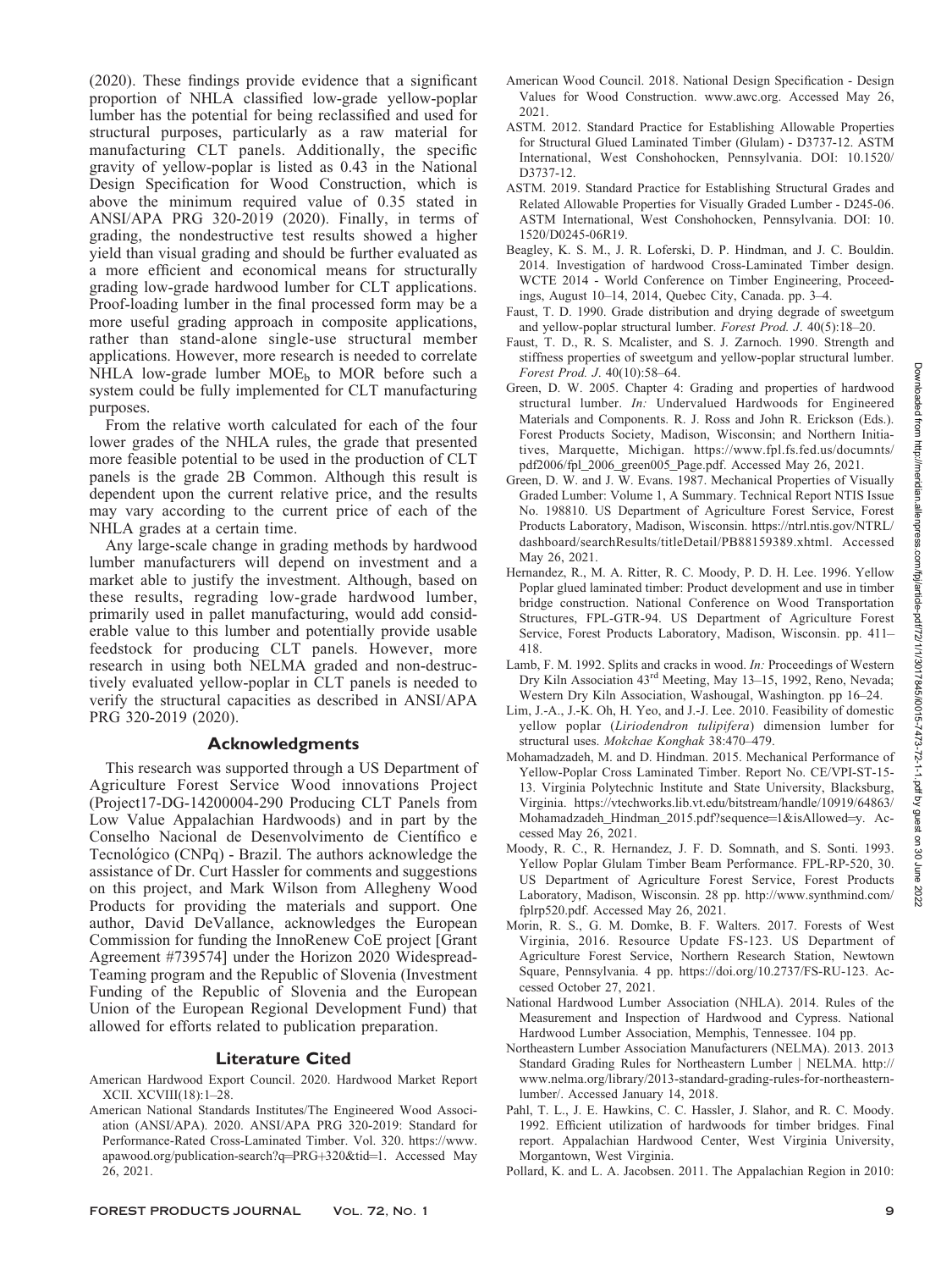(2020). These findings provide evidence that a significant proportion of NHLA classified low-grade yellow-poplar lumber has the potential for being reclassified and used for structural purposes, particularly as a raw material for manufacturing CLT panels. Additionally, the specific gravity of yellow-poplar is listed as 0.43 in the National Design Specification for Wood Construction, which is above the minimum required value of 0.35 stated in ANSI/APA PRG 320-2019 (2020). Finally, in terms of grading, the nondestructive test results showed a higher yield than visual grading and should be further evaluated as a more efficient and economical means for structurally grading low-grade hardwood lumber for CLT applications. Proof-loading lumber in the final processed form may be a more useful grading approach in composite applications, rather than stand-alone single-use structural member applications. However, more research is needed to correlate NHLA low-grade lumber $MOE_b$ to MOR before such a system could be fully implemented for CLT manufacturing purposes.

From the relative worth calculated for each of the four lower grades of the NHLA rules, the grade that presented more feasible potential to be used in the production of CLT panels is the grade 2B Common. Although this result is dependent upon the current relative price, and the results may vary according to the current price of each of the NHLA grades at a certain time.

Any large-scale change in grading methods by hardwood lumber manufacturers will depend on investment and a market able to justify the investment. Although, based on these results, regrading low-grade hardwood lumber, primarily used in pallet manufacturing, would add considerable value to this lumber and potentially provide usable feedstock for producing CLT panels. However, more research in using both NELMA graded and non-destructively evaluated yellow-poplar in CLT panels is needed to verify the structural capacities as described in ANSI/APA PRG 320-2019 (2020).

## Acknowledgments

This research was supported through a US Department of Agriculture Forest Service Wood innovations Project (Project17-DG-14200004-290 Producing CLT Panels from Low Value Appalachian Hardwoods) and in part by the Conselho Nacional de Desenvolvimento de Científico e Tecnológico (CNPq) - Brazil. The authors acknowledge the assistance of Dr. Curt Hassler for comments and suggestions on this project, and Mark Wilson from Allegheny Wood Products for providing the materials and support. One author, David DeVallance, acknowledges the European Commission for funding the InnoRenew CoE project [Grant Agreement #739574] under the Horizon 2020 Widespread-Teaming program and the Republic of Slovenia (Investment Funding of the Republic of Slovenia and the European Union of the European Regional Development Fund) that allowed for efforts related to publication preparation.

## Literature Cited

American Hardwood Export Council. 2020. Hardwood Market Report XCII. XCVIII(18):1–28.

American National Standards Institutes/The Engineered Wood Association (ANSI/APA). 2020. ANSI/APA PRG 320-2019: Standard for Performance-Rated Cross-Laminated Timber. Vol. 320. https://www.apawood.org/publication-search?q=PRG+320&tid=1. Accessed May 26, 2021.

American Wood Council. 2018. National Design Specification - Design Values for Wood Construction. www.awc.org. Accessed May 26, 2021.

ASTM. 2012. Standard Practice for Establishing Allowable Properties for Structural Glued Laminated Timber (Glulam) - D3737-12. ASTM International, West Conshohocken, Pennsylvania. DOI: 10.1520/D3737-12.

ASTM. 2019. Standard Practice for Establishing Structural Grades and Related Allowable Properties for Visually Graded Lumber - D245-06. ASTM International, West Conshohocken, Pennsylvania. DOI: 10.1520/D0245-06R19.

Beagley, K. S. M., J. R. Loferski, D. P. Hindman, and J. C. Bouldin. 2014. Investigation of hardwood Cross-Laminated Timber design. WCTE 2014 - World Conference on Timber Engineering, Proceedings, August 10–14, 2014, Quebec City, Canada. pp. 3–4.

Faust, T. D. 1990. Grade distribution and drying degrade of sweetgum and yellow-poplar structural lumber. *Forest Prod. J*. 40(5):18–20.

Faust, T. D., R. S. Mcalister, and S. J. Zarnoch. 1990. Strength and stiffness properties of sweetgum and yellow-poplar structural lumber. *Forest Prod. J*. 40(10):58–64.

Green, D. W. 2005. Chapter 4: Grading and properties of hardwood structural lumber. *In:* Undervalued Hardwoods for Engineered Materials and Components. R. J. Ross and John R. Erickson (Eds.). Forest Products Society, Madison, Wisconsin; and Northern Initiatives, Marquette, Michigan. https://www.fpl.fs.fed.us/documnts/pdf2006/fpl_2006_green005_Page.pdf. Accessed May 26, 2021.

Green, D. W. and J. W. Evans. 1987. Mechanical Properties of Visually Graded Lumber: Volume 1, A Summary. Technical Report NTIS Issue No. 198810. US Department of Agriculture Forest Service, Forest Products Laboratory, Madison, Wisconsin. https://ntrl.ntis.gov/NTRL/dashboard/searchResults/titleDetail/PB88159389.xhtml. Accessed May 26, 2021.

Hernandez, R., M. A. Ritter, R. C. Moody, P. D. H. Lee. 1996. Yellow Poplar glued laminated timber: Product development and use in timber bridge construction. National Conference on Wood Transportation Structures, FPL-GTR-94. US Department of Agriculture Forest Service, Forest Products Laboratory, Madison, Wisconsin. pp. 411–418.

Lamb, F. M. 1992. Splits and cracks in wood. *In:* Proceedings of Western Dry Kiln Association 43rd Meeting, May 13–15, 1992, Reno, Nevada; Western Dry Kiln Association, Washougal, Washington. pp 16–24.

Lim, J.-A., J.-K. Oh, H. Yeo, and J.-J. Lee. 2010. Feasibility of domestic yellow poplar (*Liriodendron tulipifera*) dimension lumber for structural uses. *Mokchae Konghak* 38:470–479.

Mohamadzadeh, M. and D. Hindman. 2015. Mechanical Performance of Yellow-Poplar Cross Laminated Timber. Report No. CE/VPI-ST-15-13. Virginia Polytechnic Institute and State University, Blacksburg, Virginia. https://vtechworks.lib.vt.edu/bitstream/handle/10919/64863/Mohamadzadeh_Hindman_2015.pdf?sequence=1&isAllowed=y. Accessed May 26, 2021.

Moody, R. C., R. Hernandez, J. F. D. Somnath, and S. Sonti. 1993. Yellow Poplar Glulam Timber Beam Performance. FPL-RP-520, 30. US Department of Agriculture Forest Service, Forest Products Laboratory, Madison, Wisconsin. 28 pp. http://www.synthmind.com/fplrp520.pdf. Accessed May 26, 2021.

Morin, R. S., G. M. Domke, B. F. Walters. 2017. Forests of West Virginia, 2016. Resource Update FS-123. US Department of Agriculture Forest Service, Northern Research Station, Newtown Square, Pennsylvania. 4 pp. https://doi.org/10.2737/FS-RU-123. Accessed October 27, 2021.

National Hardwood Lumber Association (NHLA). 2014. Rules of the Measurement and Inspection of Hardwood and Cypress. National Hardwood Lumber Association, Memphis, Tennessee. 104 pp.

Northeastern Lumber Association Manufacturers (NELMA). 2013. 2013 Standard Grading Rules for Northeastern Lumber | NELMA. http://www.nelma.org/library/2013-standard-grading-rules-for-northeastern-lumber/. Accessed January 14, 2018.

Pahl, T. L., J. E. Hawkins, C. C. Hassler, J. Slahor, and R. C. Moody. 1992. Efficient utilization of hardwoods for timber bridges. Final report. Appalachian Hardwood Center, West Virginia University, Morgantown, West Virginia.

Pollard, K. and L. A. Jacobsen. 2011. The Appalachian Region in 2010: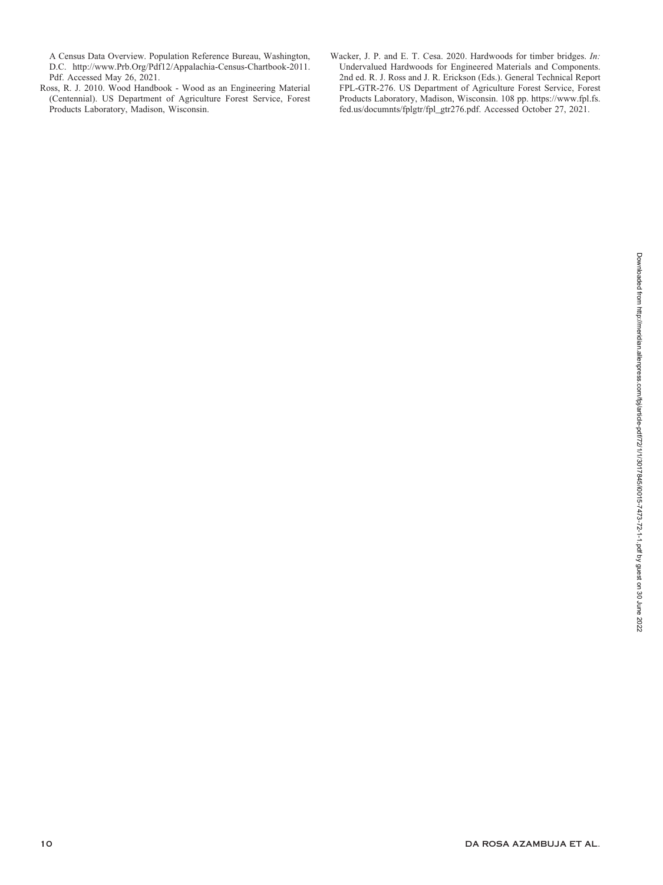A Census Data Overview. Population Reference Bureau, Washington, D.C. http://www.Prb.Org/Pdf12/Appalachia-Census-Chartbook-2011. Pdf. Accessed May 26, 2021.

Ross, R. J. 2010. Wood Handbook - Wood as an Engineering Material (Centennial). US Department of Agriculture Forest Service, Forest Products Laboratory, Madison, Wisconsin.

Wacker, J. P. and E. T. Cesa. 2020. Hardwoods for timber bridges. *In:* Undervalued Hardwoods for Engineered Materials and Components. 2nd ed. R. J. Ross and J. R. Erickson (Eds.). General Technical Report FPL-GTR-276. US Department of Agriculture Forest Service, Forest Products Laboratory, Madison, Wisconsin. 108 pp. https://www.fpl.fs.fed.us/documnts/fplgtr/fpl_gtr276.pdf. Accessed October 27, 2021.